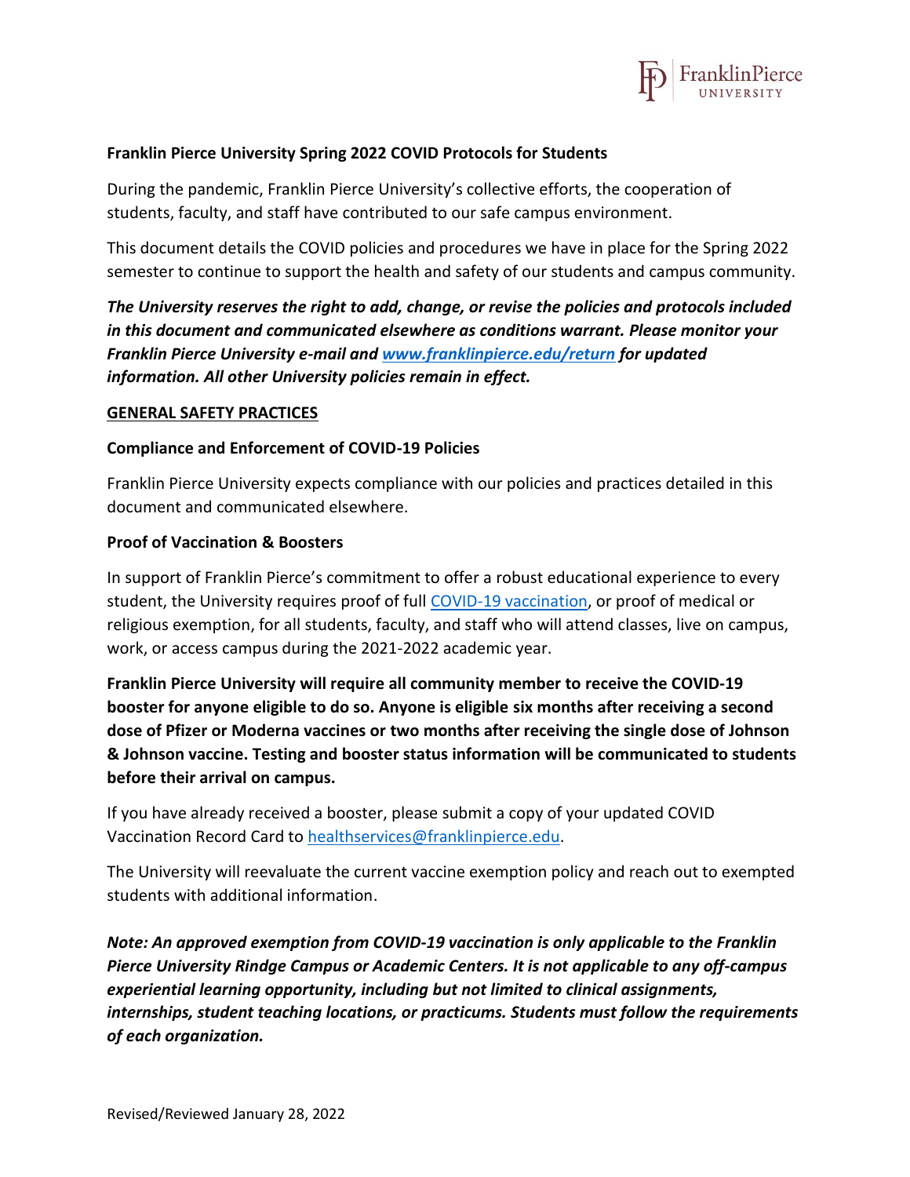# Franklin Pierce University Spring 2022 COVID Protocols for Students

During the pandemic, Franklin Pierce University's collective efforts, the cooperation of students, faculty, and staff have contributed to our safe campus environment.

This document details the COVID policies and procedures we have in place for the Spring 2022 semester to continue to support the health and safety of our students and campus community.

***The University reserves the right to add, change, or revise the policies and protocols included in this document and communicated elsewhere as conditions warrant. Please monitor your Franklin Pierce University e-mail and [www.franklinpierce.edu/return](www.franklinpierce.edu/return) for updated information. All other University policies remain in effect.***

## GENERAL SAFETY PRACTICES

### Compliance and Enforcement of COVID-19 Policies

Franklin Pierce University expects compliance with our policies and practices detailed in this document and communicated elsewhere.

### Proof of Vaccination & Boosters

In support of Franklin Pierce's commitment to offer a robust educational experience to every student, the University requires proof of full COVID-19 vaccination, or proof of medical or religious exemption, for all students, faculty, and staff who will attend classes, live on campus, work, or access campus during the 2021-2022 academic year.

**Franklin Pierce University will require all community member to receive the COVID-19 booster for anyone eligible to do so. Anyone is eligible six months after receiving a second dose of Pfizer or Moderna vaccines or two months after receiving the single dose of Johnson & Johnson vaccine. Testing and booster status information will be communicated to students before their arrival on campus.**

If you have already received a booster, please submit a copy of your updated COVID Vaccination Record Card to healthservices@franklinpierce.edu.

The University will reevaluate the current vaccine exemption policy and reach out to exempted students with additional information.

***Note: An approved exemption from COVID-19 vaccination is only applicable to the Franklin Pierce University Rindge Campus or Academic Centers. It is not applicable to any off-campus experiential learning opportunity, including but not limited to clinical assignments, internships, student teaching locations, or practicums. Students must follow the requirements of each organization.***

Revised/Reviewed January 28, 2022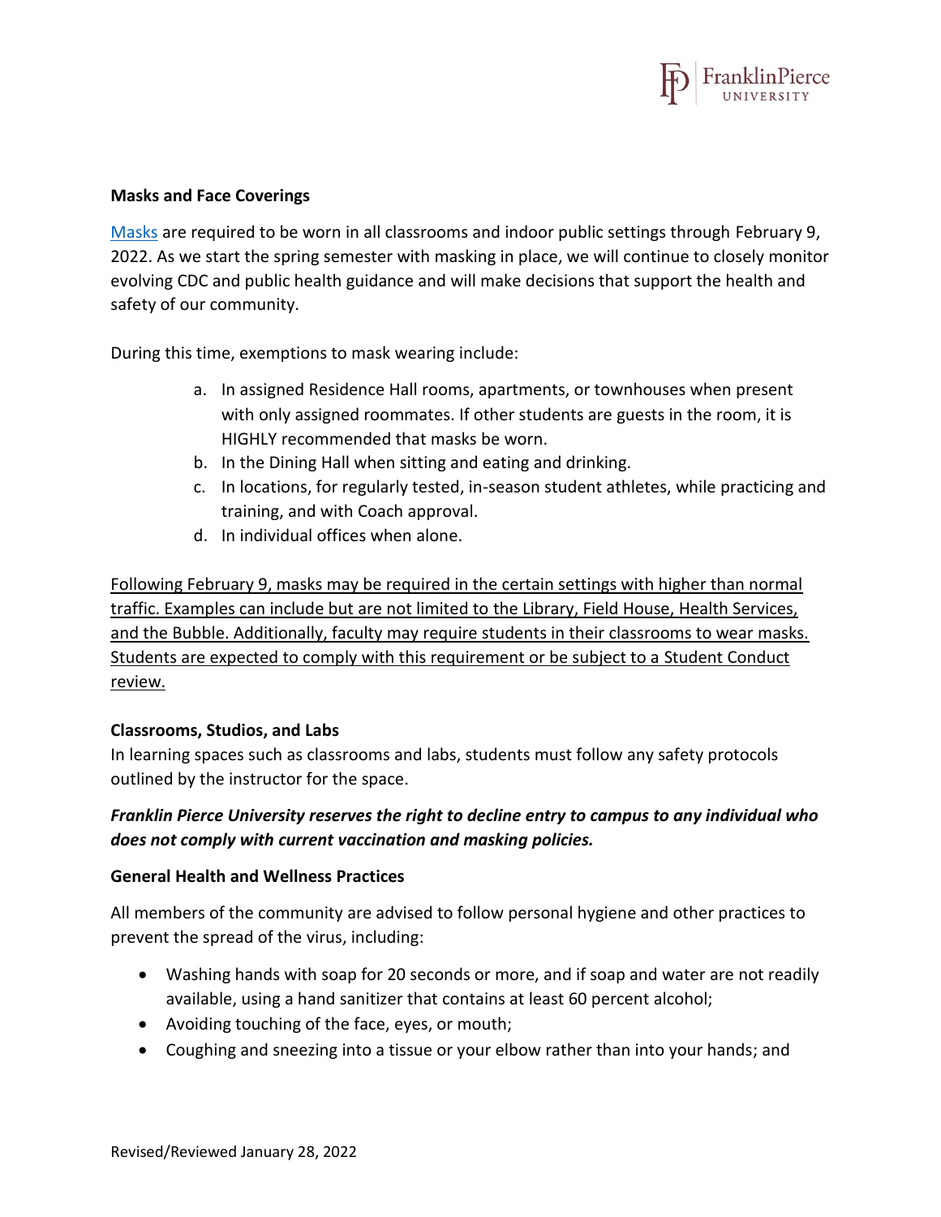**Masks and Face Coverings**

[Masks](#) are required to be worn in all classrooms and indoor public settings through February 9, 2022. As we start the spring semester with masking in place, we will continue to closely monitor evolving CDC and public health guidance and will make decisions that support the health and safety of our community.

During this time, exemptions to mask wearing include:

a. In assigned Residence Hall rooms, apartments, or townhouses when present with only assigned roommates. If other students are guests in the room, it is HIGHLY recommended that masks be worn.
b. In the Dining Hall when sitting and eating and drinking.
c. In locations, for regularly tested, in-season student athletes, while practicing and training, and with Coach approval.
d. In individual offices when alone.

<u>Following February 9, masks may be required in the certain settings with higher than normal traffic. Examples can include but are not limited to the Library, Field House, Health Services, and the Bubble. Additionally, faculty may require students in their classrooms to wear masks. Students are expected to comply with this requirement or be subject to a Student Conduct review.</u>

**Classrooms, Studios, and Labs**

In learning spaces such as classrooms and labs, students must follow any safety protocols outlined by the instructor for the space.

***Franklin Pierce University reserves the right to decline entry to campus to any individual who does not comply with current vaccination and masking policies.***

**General Health and Wellness Practices**

All members of the community are advised to follow personal hygiene and other practices to prevent the spread of the virus, including:

- Washing hands with soap for 20 seconds or more, and if soap and water are not readily available, using a hand sanitizer that contains at least 60 percent alcohol;
- Avoiding touching of the face, eyes, or mouth;
- Coughing and sneezing into a tissue or your elbow rather than into your hands; and

Revised/Reviewed January 28, 2022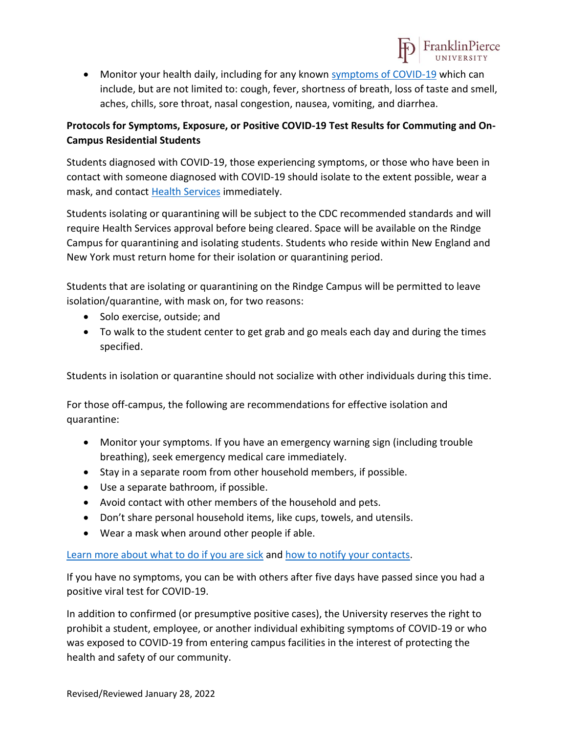- Monitor your health daily, including for any known [symptoms of COVID-19] which can include, but are not limited to: cough, fever, shortness of breath, loss of taste and smell, aches, chills, sore throat, nasal congestion, nausea, vomiting, and diarrhea.

**Protocols for Symptoms, Exposure, or Positive COVID-19 Test Results for Commuting and On-Campus Residential Students**

Students diagnosed with COVID-19, those experiencing symptoms, or those who have been in contact with someone diagnosed with COVID-19 should isolate to the extent possible, wear a mask, and contact Health Services immediately.

Students isolating or quarantining will be subject to the CDC recommended standards and will require Health Services approval before being cleared. Space will be available on the Rindge Campus for quarantining and isolating students. Students who reside within New England and New York must return home for their isolation or quarantining period.

Students that are isolating or quarantining on the Rindge Campus will be permitted to leave isolation/quarantine, with mask on, for two reasons:

- Solo exercise, outside; and
- To walk to the student center to get grab and go meals each day and during the times specified.

Students in isolation or quarantine should not socialize with other individuals during this time.

For those off-campus, the following are recommendations for effective isolation and quarantine:

- Monitor your symptoms. If you have an emergency warning sign (including trouble breathing), seek emergency medical care immediately.
- Stay in a separate room from other household members, if possible.
- Use a separate bathroom, if possible.
- Avoid contact with other members of the household and pets.
- Don't share personal household items, like cups, towels, and utensils.
- Wear a mask when around other people if able.

Learn more about what to do if you are sick and how to notify your contacts.

If you have no symptoms, you can be with others after five days have passed since you had a positive viral test for COVID-19.

In addition to confirmed (or presumptive positive cases), the University reserves the right to prohibit a student, employee, or another individual exhibiting symptoms of COVID-19 or who was exposed to COVID-19 from entering campus facilities in the interest of protecting the health and safety of our community.

Revised/Reviewed January 28, 2022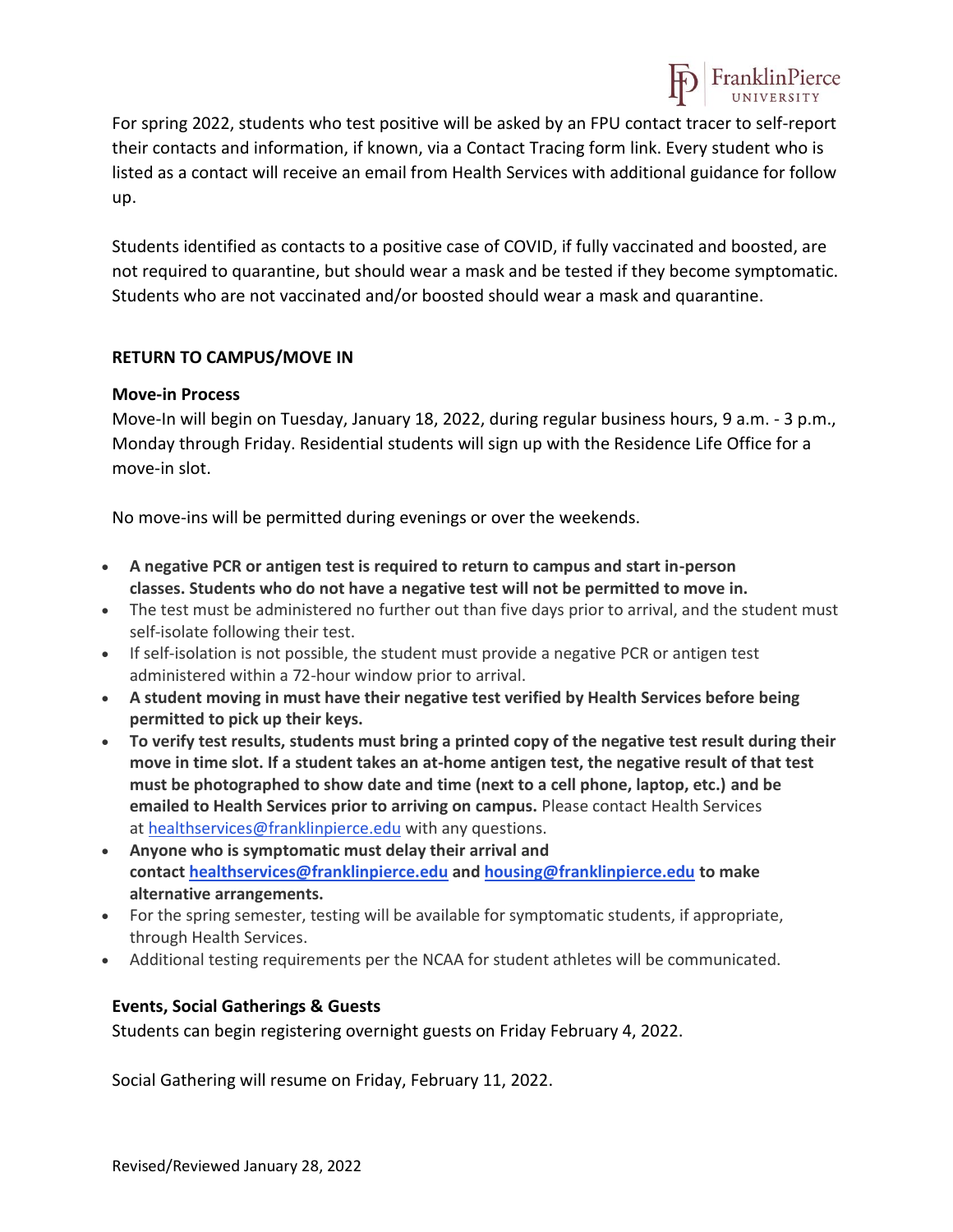For spring 2022, students who test positive will be asked by an FPU contact tracer to self-report their contacts and information, if known, via a Contact Tracing form link. Every student who is listed as a contact will receive an email from Health Services with additional guidance for follow up.

Students identified as contacts to a positive case of COVID, if fully vaccinated and boosted, are not required to quarantine, but should wear a mask and be tested if they become symptomatic. Students who are not vaccinated and/or boosted should wear a mask and quarantine.

## RETURN TO CAMPUS/MOVE IN

### Move-in Process

Move-In will begin on Tuesday, January 18, 2022, during regular business hours, 9 a.m. - 3 p.m., Monday through Friday. Residential students will sign up with the Residence Life Office for a move-in slot.

No move-ins will be permitted during evenings or over the weekends.

- **A negative PCR or antigen test is required to return to campus and start in-person classes. Students who do not have a negative test will not be permitted to move in.**
- The test must be administered no further out than five days prior to arrival, and the student must self-isolate following their test.
- If self-isolation is not possible, the student must provide a negative PCR or antigen test administered within a 72-hour window prior to arrival.
- **A student moving in must have their negative test verified by Health Services before being permitted to pick up their keys.**
- **To verify test results, students must bring a printed copy of the negative test result during their move in time slot. If a student takes an at-home antigen test, the negative result of that test must be photographed to show date and time (next to a cell phone, laptop, etc.) and be emailed to Health Services prior to arriving on campus.** Please contact Health Services at healthservices@franklinpierce.edu with any questions.
- **Anyone who is symptomatic must delay their arrival and contact healthservices@franklinpierce.edu and housing@franklinpierce.edu to make alternative arrangements.**
- For the spring semester, testing will be available for symptomatic students, if appropriate, through Health Services.
- Additional testing requirements per the NCAA for student athletes will be communicated.

### Events, Social Gatherings & Guests

Students can begin registering overnight guests on Friday February 4, 2022.

Social Gathering will resume on Friday, February 11, 2022.

Revised/Reviewed January 28, 2022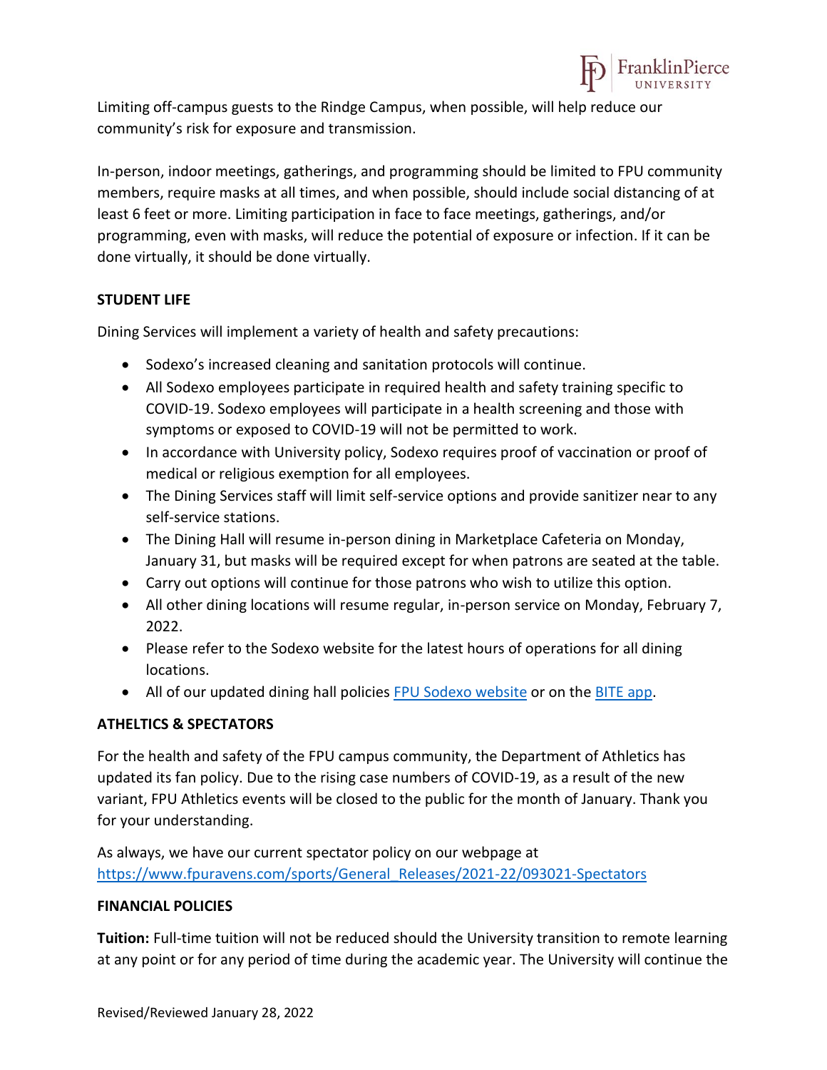Limiting off-campus guests to the Rindge Campus, when possible, will help reduce our community's risk for exposure and transmission.

In-person, indoor meetings, gatherings, and programming should be limited to FPU community members, require masks at all times, and when possible, should include social distancing of at least 6 feet or more. Limiting participation in face to face meetings, gatherings, and/or programming, even with masks, will reduce the potential of exposure or infection. If it can be done virtually, it should be done virtually.

**STUDENT LIFE**

Dining Services will implement a variety of health and safety precautions:

- Sodexo's increased cleaning and sanitation protocols will continue.
- All Sodexo employees participate in required health and safety training specific to COVID-19. Sodexo employees will participate in a health screening and those with symptoms or exposed to COVID-19 will not be permitted to work.
- In accordance with University policy, Sodexo requires proof of vaccination or proof of medical or religious exemption for all employees.
- The Dining Services staff will limit self-service options and provide sanitizer near to any self-service stations.
- The Dining Hall will resume in-person dining in Marketplace Cafeteria on Monday, January 31, but masks will be required except for when patrons are seated at the table.
- Carry out options will continue for those patrons who wish to utilize this option.
- All other dining locations will resume regular, in-person service on Monday, February 7, 2022.
- Please refer to the Sodexo website for the latest hours of operations for all dining locations.
- All of our updated dining hall policies [FPU Sodexo website] or on the [BITE app].

**ATHELTICS & SPECTATORS**

For the health and safety of the FPU campus community, the Department of Athletics has updated its fan policy. Due to the rising case numbers of COVID-19, as a result of the new variant, FPU Athletics events will be closed to the public for the month of January. Thank you for your understanding.

As always, we have our current spectator policy on our webpage at https://www.fpuravens.com/sports/General_Releases/2021-22/093021-Spectators

**FINANCIAL POLICIES**

**Tuition:** Full-time tuition will not be reduced should the University transition to remote learning at any point or for any period of time during the academic year. The University will continue the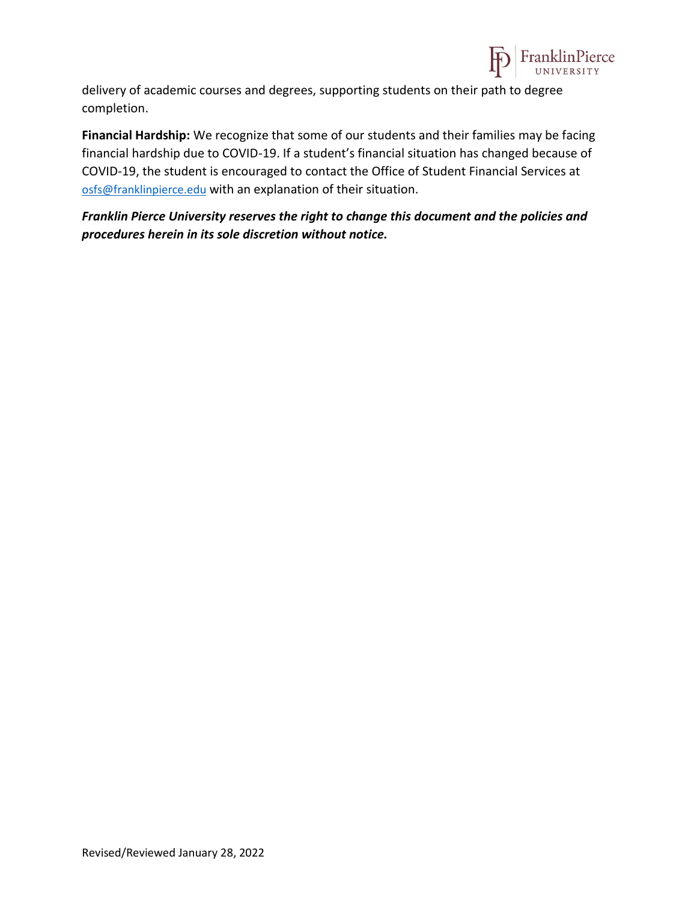delivery of academic courses and degrees, supporting students on their path to degree completion.

**Financial Hardship:** We recognize that some of our students and their families may be facing financial hardship due to COVID-19. If a student's financial situation has changed because of COVID-19, the student is encouraged to contact the Office of Student Financial Services at osfs@franklinpierce.edu with an explanation of their situation.

***Franklin Pierce University reserves the right to change this document and the policies and procedures herein in its sole discretion without notice.***

Revised/Reviewed January 28, 2022